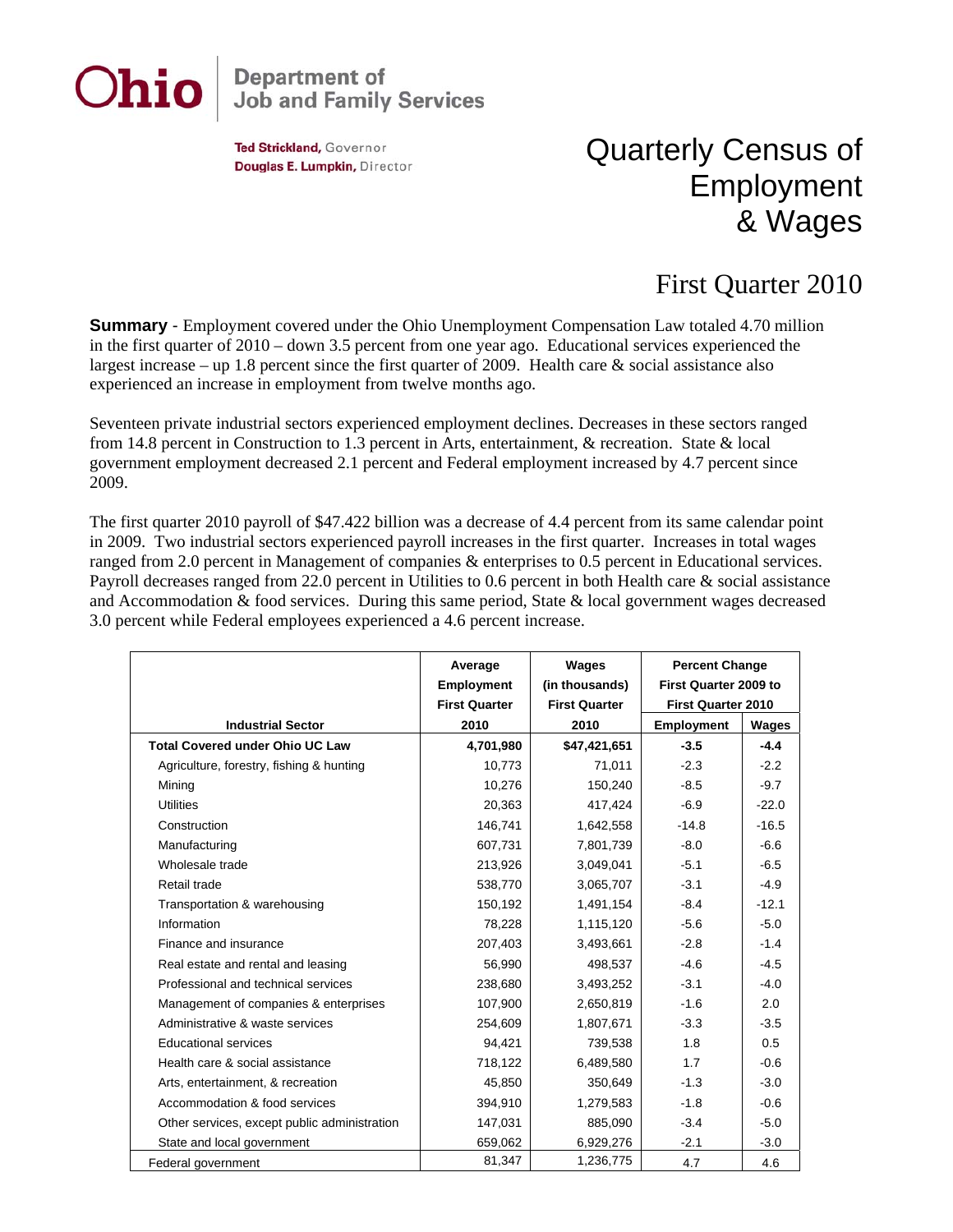**Ohio** Department of Job and Family Services

**Ted Strickland,** Governor
**Douglas E. Lumpkin,** Director

# Quarterly Census of Employment & Wages

## First Quarter 2010

**Summary** - Employment covered under the Ohio Unemployment Compensation Law totaled 4.70 million in the first quarter of 2010 – down 3.5 percent from one year ago. Educational services experienced the largest increase – up 1.8 percent since the first quarter of 2009. Health care & social assistance also experienced an increase in employment from twelve months ago.

Seventeen private industrial sectors experienced employment declines. Decreases in these sectors ranged from 14.8 percent in Construction to 1.3 percent in Arts, entertainment, & recreation. State & local government employment decreased 2.1 percent and Federal employment increased by 4.7 percent since 2009.

The first quarter 2010 payroll of $47.422 billion was a decrease of 4.4 percent from its same calendar point in 2009. Two industrial sectors experienced payroll increases in the first quarter. Increases in total wages ranged from 2.0 percent in Management of companies & enterprises to 0.5 percent in Educational services. Payroll decreases ranged from 22.0 percent in Utilities to 0.6 percent in both Health care & social assistance and Accommodation & food services. During this same period, State & local government wages decreased 3.0 percent while Federal employees experienced a 4.6 percent increase.

| Industrial Sector | Average Employment First Quarter 2010 | Wages (in thousands) First Quarter 2010 | Percent Change First Quarter 2009 to First Quarter 2010 | |
|---|---|---|---|---|
| | | | Employment | Wages |
| **Total Covered under Ohio UC Law** | **4,701,980** | **$47,421,651** | **-3.5** | **-4.4** |
| Agriculture, forestry, fishing & hunting | 10,773 | 71,011 | -2.3 | -2.2 |
| Mining | 10,276 | 150,240 | -8.5 | -9.7 |
| Utilities | 20,363 | 417,424 | -6.9 | -22.0 |
| Construction | 146,741 | 1,642,558 | -14.8 | -16.5 |
| Manufacturing | 607,731 | 7,801,739 | -8.0 | -6.6 |
| Wholesale trade | 213,926 | 3,049,041 | -5.1 | -6.5 |
| Retail trade | 538,770 | 3,065,707 | -3.1 | -4.9 |
| Transportation & warehousing | 150,192 | 1,491,154 | -8.4 | -12.1 |
| Information | 78,228 | 1,115,120 | -5.6 | -5.0 |
| Finance and insurance | 207,403 | 3,493,661 | -2.8 | -1.4 |
| Real estate and rental and leasing | 56,990 | 498,537 | -4.6 | -4.5 |
| Professional and technical services | 238,680 | 3,493,252 | -3.1 | -4.0 |
| Management of companies & enterprises | 107,900 | 2,650,819 | -1.6 | 2.0 |
| Administrative & waste services | 254,609 | 1,807,671 | -3.3 | -3.5 |
| Educational services | 94,421 | 739,538 | 1.8 | 0.5 |
| Health care & social assistance | 718,122 | 6,489,580 | 1.7 | -0.6 |
| Arts, entertainment, & recreation | 45,850 | 350,649 | -1.3 | -3.0 |
| Accommodation & food services | 394,910 | 1,279,583 | -1.8 | -0.6 |
| Other services, except public administration | 147,031 | 885,090 | -3.4 | -5.0 |
| State and local government | 659,062 | 6,929,276 | -2.1 | -3.0 |
| Federal government | 81,347 | 1,236,775 | 4.7 | 4.6 |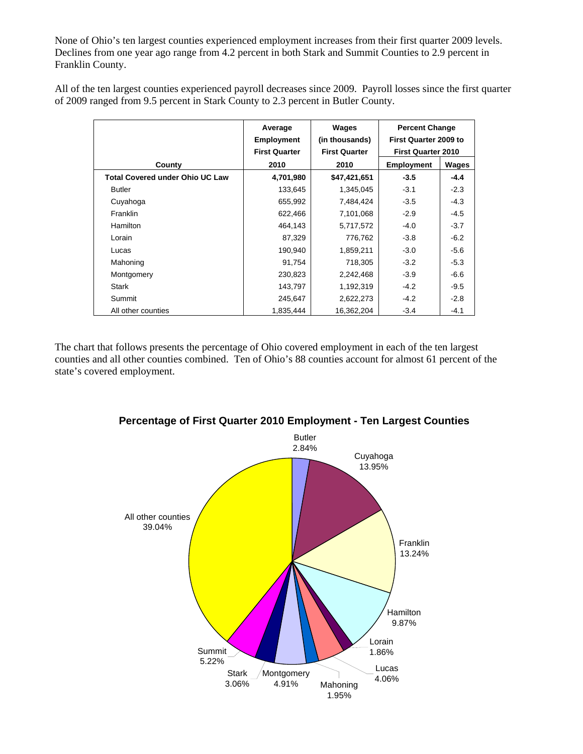None of Ohio's ten largest counties experienced employment increases from their first quarter 2009 levels. Declines from one year ago range from 4.2 percent in both Stark and Summit Counties to 2.9 percent in Franklin County.

All of the ten largest counties experienced payroll decreases since 2009. Payroll losses since the first quarter of 2009 ranged from 9.5 percent in Stark County to 2.3 percent in Butler County.

| County | Average Employment First Quarter 2010 | Wages (in thousands) First Quarter 2010 | Percent Change First Quarter 2009 to First Quarter 2010 | |
|---|---|---|---|---|
| | | | Employment | Wages |
| **Total Covered under Ohio UC Law** | **4,701,980** | **$47,421,651** | **-3.5** | **-4.4** |
| Butler | 133,645 | 1,345,045 | -3.1 | -2.3 |
| Cuyahoga | 655,992 | 7,484,424 | -3.5 | -4.3 |
| Franklin | 622,466 | 7,101,068 | -2.9 | -4.5 |
| Hamilton | 464,143 | 5,717,572 | -4.0 | -3.7 |
| Lorain | 87,329 | 776,762 | -3.8 | -6.2 |
| Lucas | 190,940 | 1,859,211 | -3.0 | -5.6 |
| Mahoning | 91,754 | 718,305 | -3.2 | -5.3 |
| Montgomery | 230,823 | 2,242,468 | -3.9 | -6.6 |
| Stark | 143,797 | 1,192,319 | -4.2 | -9.5 |
| Summit | 245,647 | 2,622,273 | -4.2 | -2.8 |
| All other counties | 1,835,444 | 16,362,204 | -3.4 | -4.1 |

The chart that follows presents the percentage of Ohio covered employment in each of the ten largest counties and all other counties combined. Ten of Ohio's 88 counties account for almost 61 percent of the state's covered employment.

**Percentage of First Quarter 2010 Employment - Ten Largest Counties**

| County | Percentage |
|---|---|
| Butler | 2.84% |
| Cuyahoga | 13.95% |
| Franklin | 13.24% |
| Hamilton | 9.87% |
| Lorain | 1.86% |
| Lucas | 4.06% |
| Mahoning | 1.95% |
| Montgomery | 4.91% |
| Stark | 3.06% |
| Summit | 5.22% |
| All other counties | 39.04% |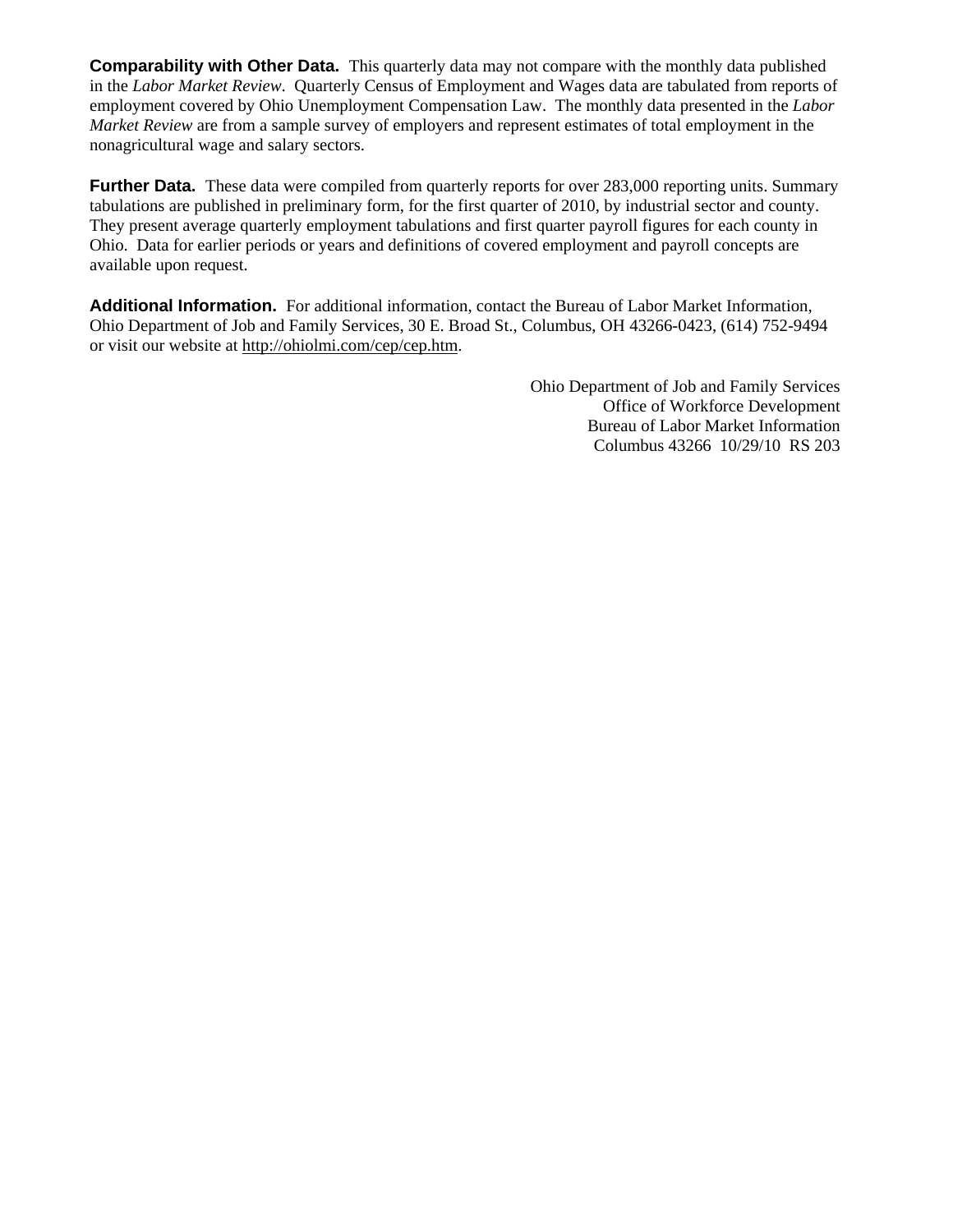**Comparability with Other Data.** This quarterly data may not compare with the monthly data published in the *Labor Market Review*. Quarterly Census of Employment and Wages data are tabulated from reports of employment covered by Ohio Unemployment Compensation Law. The monthly data presented in the *Labor Market Review* are from a sample survey of employers and represent estimates of total employment in the nonagricultural wage and salary sectors.

**Further Data.** These data were compiled from quarterly reports for over 283,000 reporting units. Summary tabulations are published in preliminary form, for the first quarter of 2010, by industrial sector and county. They present average quarterly employment tabulations and first quarter payroll figures for each county in Ohio. Data for earlier periods or years and definitions of covered employment and payroll concepts are available upon request.

**Additional Information.** For additional information, contact the Bureau of Labor Market Information, Ohio Department of Job and Family Services, 30 E. Broad St., Columbus, OH 43266-0423, (614) 752-9494 or visit our website at http://ohiolmi.com/cep/cep.htm.

Ohio Department of Job and Family Services
Office of Workforce Development
Bureau of Labor Market Information
Columbus 43266 10/29/10 RS 203